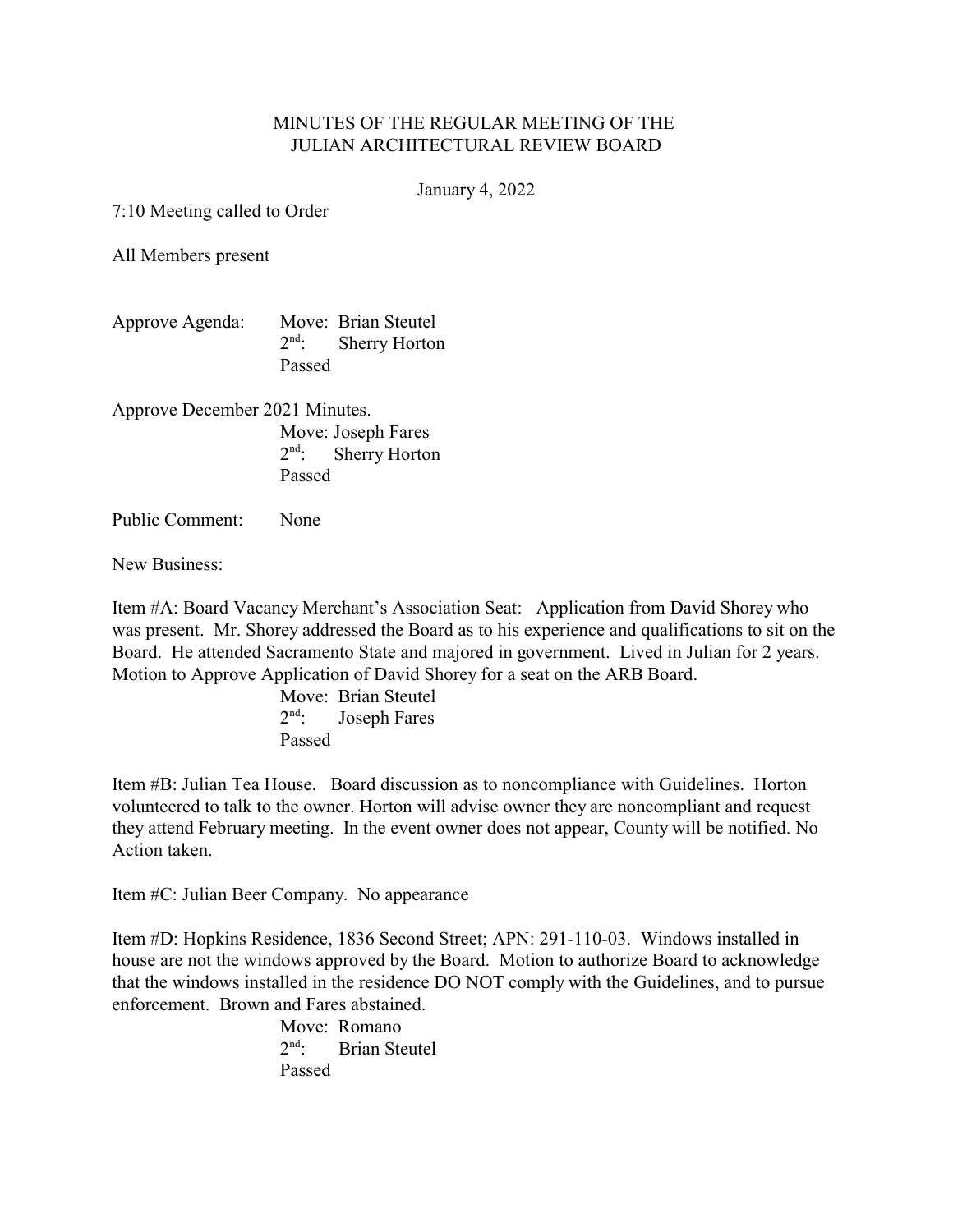# MINUTES OF THE REGULAR MEETING OF THE JULIAN ARCHITECTURAL REVIEW BOARD

January 4, 2022

7:10 Meeting called to Order

All Members present

Approve Agenda: Move: Brian Steutel
2nd: Sherry Horton
Passed

Approve December 2021 Minutes.
Move: Joseph Fares
2nd: Sherry Horton
Passed

Public Comment: None

New Business:

Item #A: Board Vacancy Merchant's Association Seat: Application from David Shorey who was present. Mr. Shorey addressed the Board as to his experience and qualifications to sit on the Board. He attended Sacramento State and majored in government. Lived in Julian for 2 years. Motion to Approve Application of David Shorey for a seat on the ARB Board.
Move: Brian Steutel
2nd: Joseph Fares
Passed

Item #B: Julian Tea House. Board discussion as to noncompliance with Guidelines. Horton volunteered to talk to the owner. Horton will advise owner they are noncompliant and request they attend February meeting. In the event owner does not appear, County will be notified. No Action taken.

Item #C: Julian Beer Company. No appearance

Item #D: Hopkins Residence, 1836 Second Street; APN: 291-110-03. Windows installed in house are not the windows approved by the Board. Motion to authorize Board to acknowledge that the windows installed in the residence DO NOT comply with the Guidelines, and to pursue enforcement. Brown and Fares abstained.
Move: Romano
2nd: Brian Steutel
Passed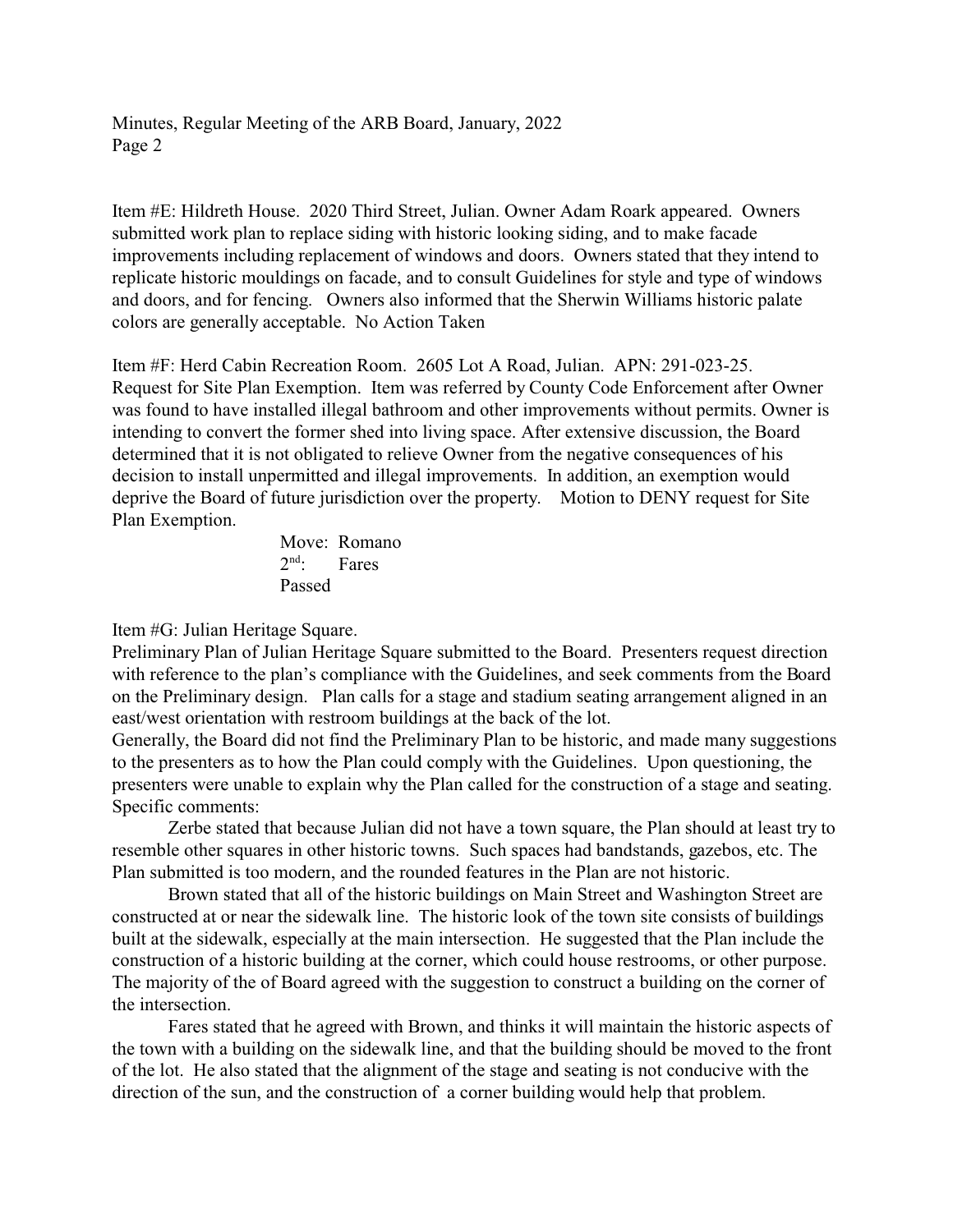Item #E: Hildreth House. 2020 Third Street, Julian. Owner Adam Roark appeared. Owners submitted work plan to replace siding with historic looking siding, and to make facade improvements including replacement of windows and doors. Owners stated that they intend to replicate historic mouldings on facade, and to consult Guidelines for style and type of windows and doors, and for fencing. Owners also informed that the Sherwin Williams historic palate colors are generally acceptable. No Action Taken

Item #F: Herd Cabin Recreation Room. 2605 Lot A Road, Julian. APN: 291-023-25. Request for Site Plan Exemption. Item was referred by County Code Enforcement after Owner was found to have installed illegal bathroom and other improvements without permits. Owner is intending to convert the former shed into living space. After extensive discussion, the Board determined that it is not obligated to relieve Owner from the negative consequences of his decision to install unpermitted and illegal improvements. In addition, an exemption would deprive the Board of future jurisdiction over the property. Motion to DENY request for Site Plan Exemption.

Move: Romano
2nd: Fares
Passed

Item #G: Julian Heritage Square.

Preliminary Plan of Julian Heritage Square submitted to the Board. Presenters request direction with reference to the plan's compliance with the Guidelines, and seek comments from the Board on the Preliminary design. Plan calls for a stage and stadium seating arrangement aligned in an east/west orientation with restroom buildings at the back of the lot.

Generally, the Board did not find the Preliminary Plan to be historic, and made many suggestions to the presenters as to how the Plan could comply with the Guidelines. Upon questioning, the presenters were unable to explain why the Plan called for the construction of a stage and seating. Specific comments:

Zerbe stated that because Julian did not have a town square, the Plan should at least try to resemble other squares in other historic towns. Such spaces had bandstands, gazebos, etc. The Plan submitted is too modern, and the rounded features in the Plan are not historic.

Brown stated that all of the historic buildings on Main Street and Washington Street are constructed at or near the sidewalk line. The historic look of the town site consists of buildings built at the sidewalk, especially at the main intersection. He suggested that the Plan include the construction of a historic building at the corner, which could house restrooms, or other purpose. The majority of the of Board agreed with the suggestion to construct a building on the corner of the intersection.

Fares stated that he agreed with Brown, and thinks it will maintain the historic aspects of the town with a building on the sidewalk line, and that the building should be moved to the front of the lot. He also stated that the alignment of the stage and seating is not conducive with the direction of the sun, and the construction of a corner building would help that problem.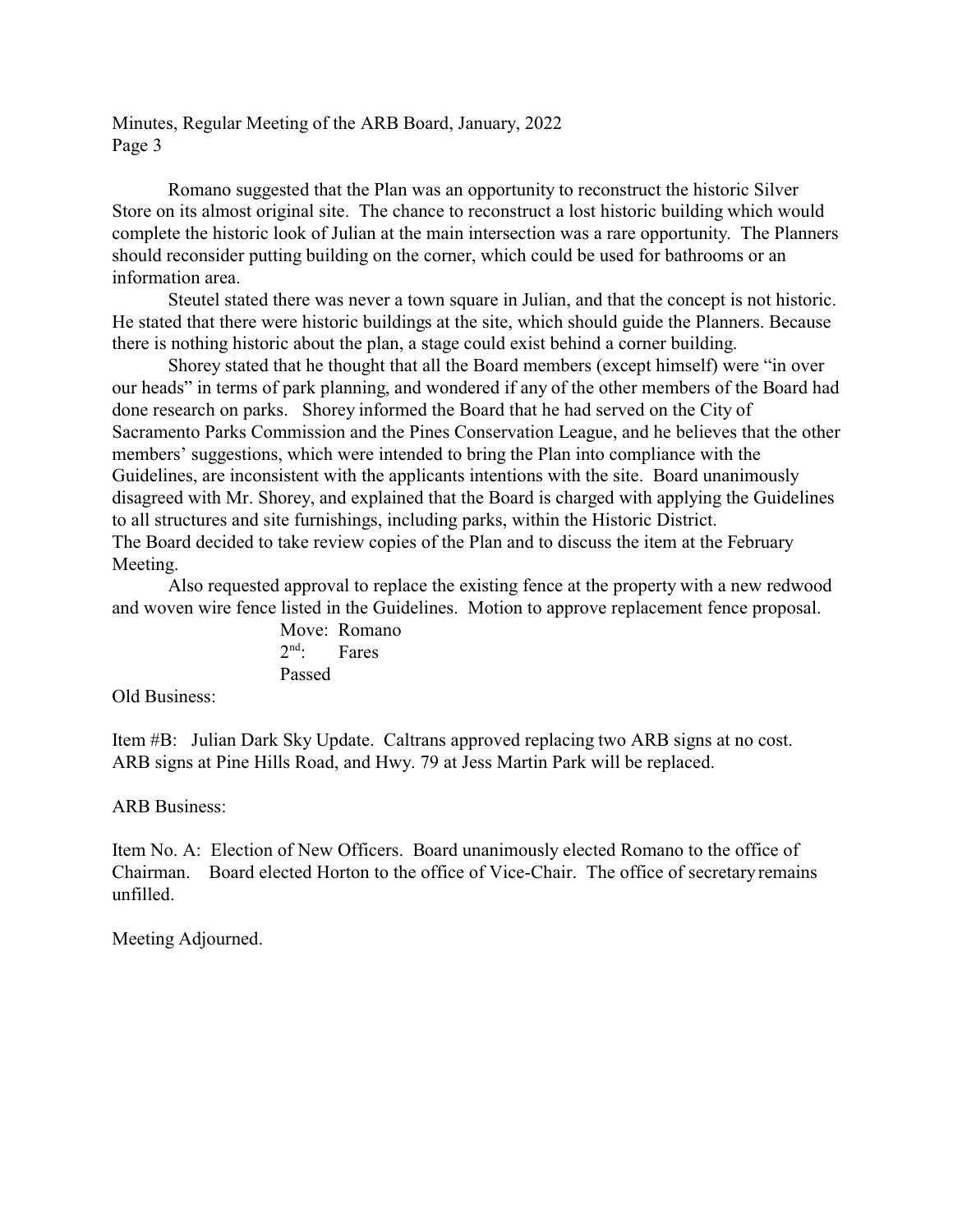Romano suggested that the Plan was an opportunity to reconstruct the historic Silver Store on its almost original site. The chance to reconstruct a lost historic building which would complete the historic look of Julian at the main intersection was a rare opportunity. The Planners should reconsider putting building on the corner, which could be used for bathrooms or an information area.

Steutel stated there was never a town square in Julian, and that the concept is not historic. He stated that there were historic buildings at the site, which should guide the Planners. Because there is nothing historic about the plan, a stage could exist behind a corner building.

Shorey stated that he thought that all the Board members (except himself) were "in over our heads" in terms of park planning, and wondered if any of the other members of the Board had done research on parks. Shorey informed the Board that he had served on the City of Sacramento Parks Commission and the Pines Conservation League, and he believes that the other members' suggestions, which were intended to bring the Plan into compliance with the Guidelines, are inconsistent with the applicants intentions with the site. Board unanimously disagreed with Mr. Shorey, and explained that the Board is charged with applying the Guidelines to all structures and site furnishings, including parks, within the Historic District.
The Board decided to take review copies of the Plan and to discuss the item at the February Meeting.

Also requested approval to replace the existing fence at the property with a new redwood and woven wire fence listed in the Guidelines. Motion to approve replacement fence proposal.

Move: Romano
2nd: Fares
Passed

Old Business:

Item #B: Julian Dark Sky Update. Caltrans approved replacing two ARB signs at no cost. ARB signs at Pine Hills Road, and Hwy. 79 at Jess Martin Park will be replaced.

ARB Business:

Item No. A: Election of New Officers. Board unanimously elected Romano to the office of Chairman. Board elected Horton to the office of Vice-Chair. The office of secretary remains unfilled.

Meeting Adjourned.